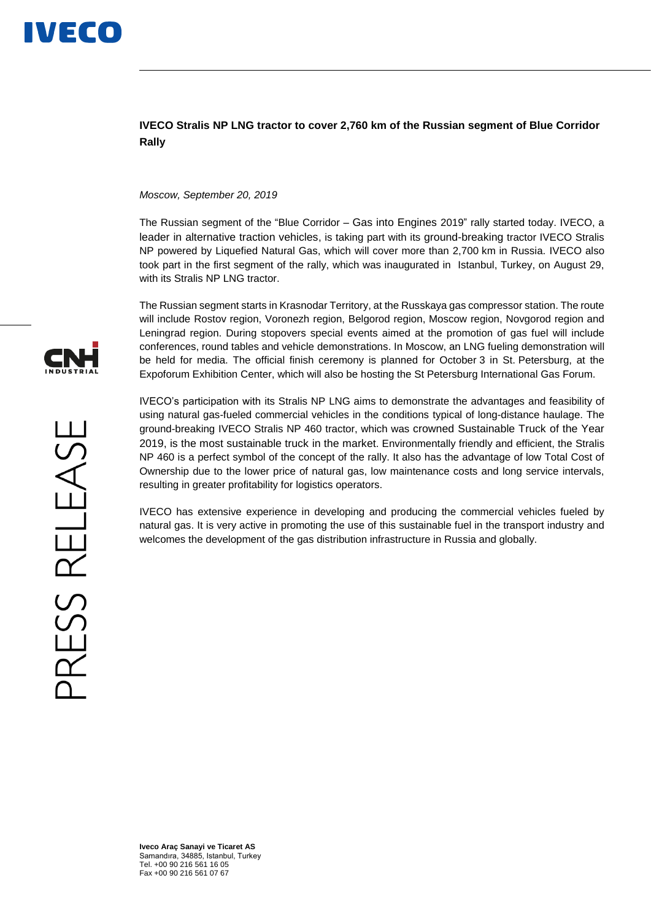**IVECO Stralis NP LNG tractor to cover 2,760 km of the Russian segment of Blue Corridor Rally**

*Moscow, September 20, 2019*

The Russian segment of the "Blue Corridor – Gas into Engines 2019" rally started today. IVECO, a leader in alternative traction vehicles, is taking part with its ground-breaking tractor IVECO Stralis NP powered by Liquefied Natural Gas, which will cover more than 2,700 km in Russia. IVECO also took part in the first segment of the rally, which was inaugurated in Istanbul, Turkey, on August 29, with its Stralis NP LNG tractor.

The Russian segment starts in Krasnodar Territory, at the Russkaya gas compressor station. The route will include Rostov region, Voronezh region, Belgorod region, Moscow region, Novgorod region and Leningrad region. During stopovers special events aimed at the promotion of gas fuel will include conferences, round tables and vehicle demonstrations. In Moscow, an LNG fueling demonstration will be held for media. The official finish ceremony is planned for October 3 in St. Petersburg, at the Expoforum Exhibition Center, which will also be hosting the St Petersburg International Gas Forum.

IVECO's participation with its Stralis NP LNG aims to demonstrate the advantages and feasibility of using natural gas-fueled commercial vehicles in the conditions typical of long-distance haulage. The ground-breaking IVECO Stralis NP 460 tractor, which was crowned Sustainable Truck of the Year 2019, is the most sustainable truck in the market. Environmentally friendly and efficient, the Stralis NP 460 is a perfect symbol of the concept of the rally. It also has the advantage of low Total Cost of Ownership due to the lower price of natural gas, low maintenance costs and long service intervals, resulting in greater profitability for logistics operators.

IVECO has extensive experience in developing and producing the commercial vehicles fueled by natural gas. It is very active in promoting the use of this sustainable fuel in the transport industry and welcomes the development of the gas distribution infrastructure in Russia and globally.

**Iveco Araç Sanayi ve Ticaret AS**
Samandıra, 34885, Istanbul, Turkey
Tel. +00 90 216 561 16 05
Fax +00 90 216 561 07 67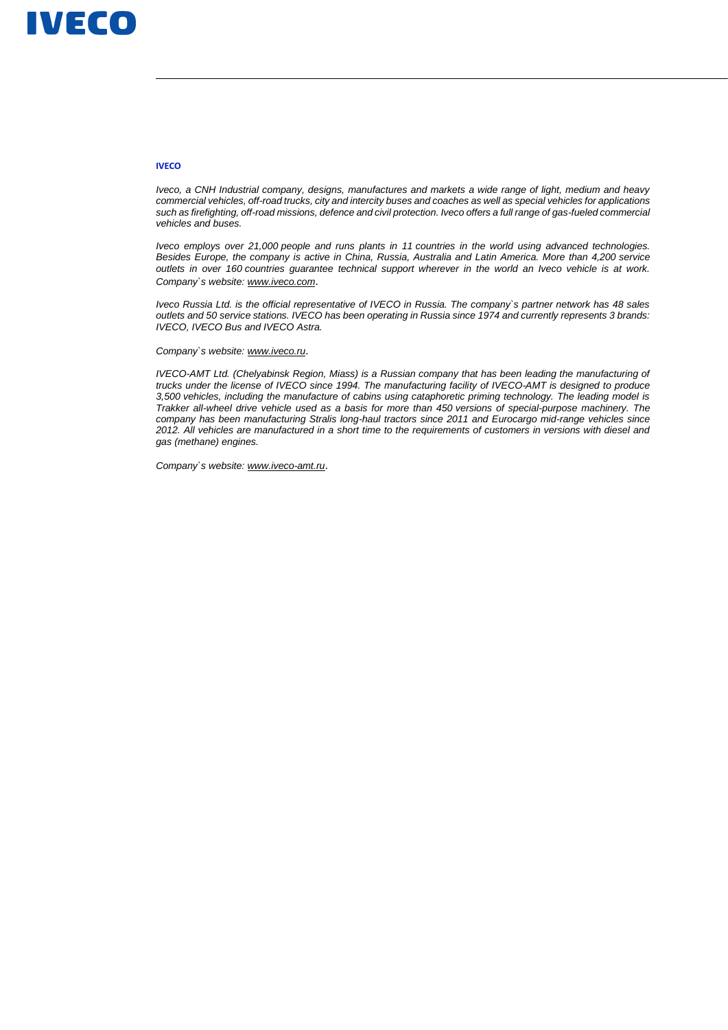**IVECO**

*Iveco, a CNH Industrial company, designs, manufactures and markets a wide range of light, medium and heavy commercial vehicles, off-road trucks, city and intercity buses and coaches as well as special vehicles for applications such as firefighting, off-road missions, defence and civil protection. Iveco offers a full range of gas-fueled commercial vehicles and buses.*

*Iveco employs over 21,000 people and runs plants in 11 countries in the world using advanced technologies. Besides Europe, the company is active in China, Russia, Australia and Latin America. More than 4,200 service outlets in over 160 countries guarantee technical support wherever in the world an Iveco vehicle is at work. Company`s website: www.iveco.com.*

*Iveco Russia Ltd. is the official representative of IVECO in Russia. The company`s partner network has 48 sales outlets and 50 service stations. IVECO has been operating in Russia since 1974 and currently represents 3 brands: IVECO, IVECO Bus and IVECO Astra.*

*Company`s website: www.iveco.ru.*

*IVECO-AMT Ltd. (Chelyabinsk Region, Miass) is a Russian company that has been leading the manufacturing of trucks under the license of IVECO since 1994. The manufacturing facility of IVECO-AMT is designed to produce 3,500 vehicles, including the manufacture of cabins using cataphoretic priming technology. The leading model is Trakker all-wheel drive vehicle used as a basis for more than 450 versions of special-purpose machinery. The company has been manufacturing Stralis long-haul tractors since 2011 and Eurocargo mid-range vehicles since 2012. All vehicles are manufactured in a short time to the requirements of customers in versions with diesel and gas (methane) engines.*

*Company`s website: www.iveco-amt.ru.*